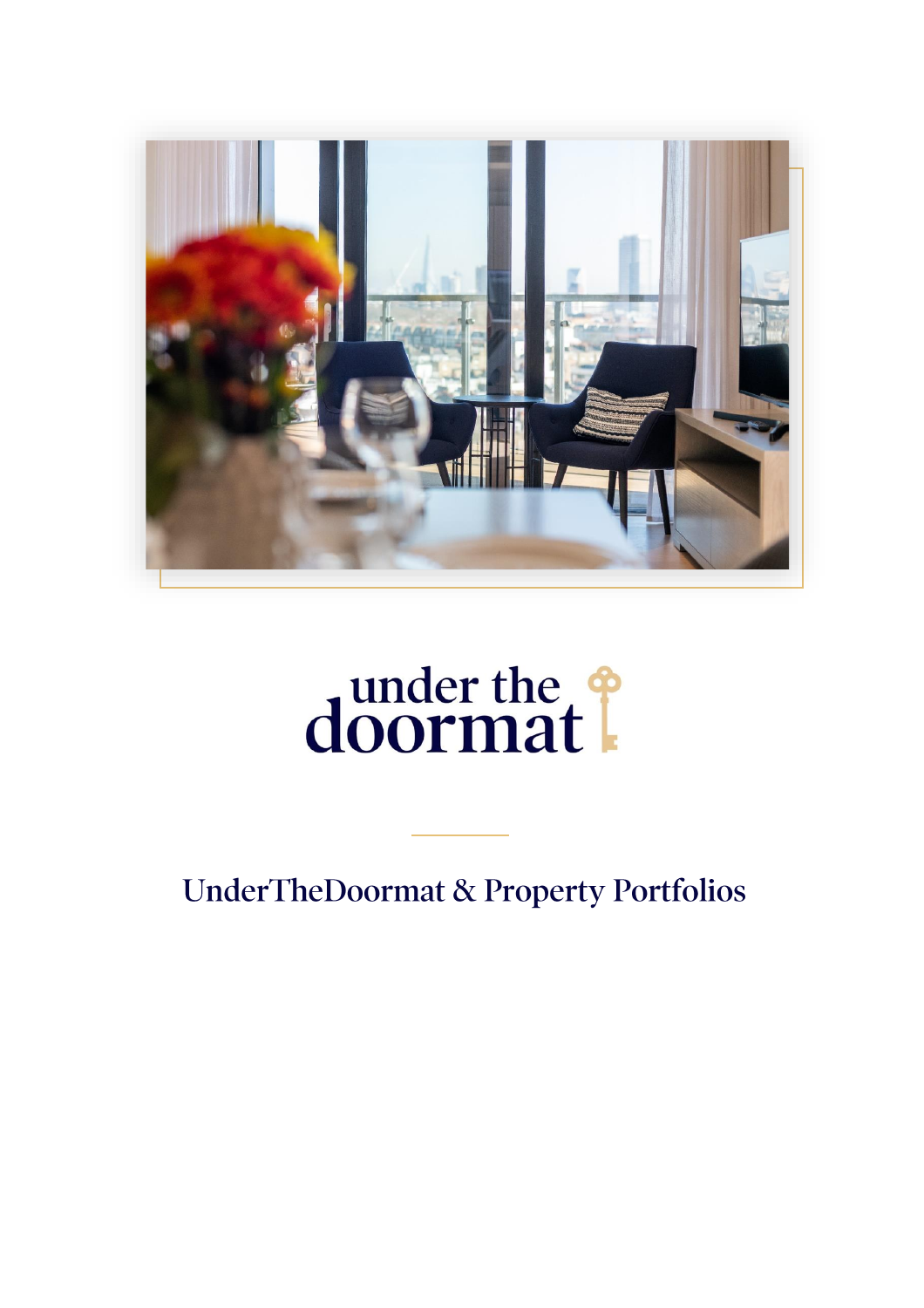under the doormat

# UnderTheDoormat & Property Portfolios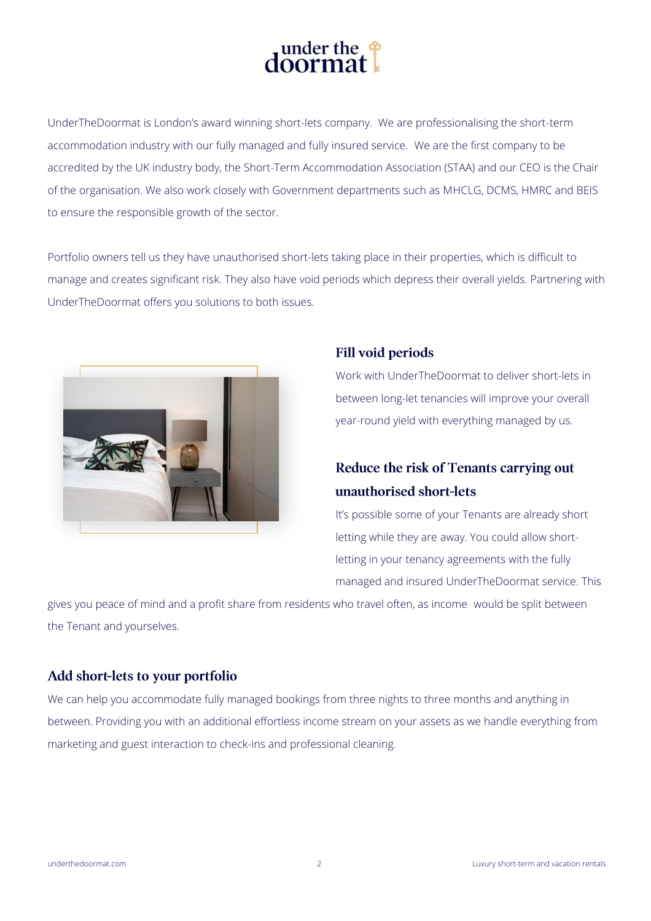UnderTheDoormat is London's award winning short-lets company.  We are professionalising the short-term accommodation industry with our fully managed and fully insured service.  We are the first company to be accredited by the UK industry body, the Short-Term Accommodation Association (STAA) and our CEO is the Chair of the organisation. We also work closely with Government departments such as MHCLG, DCMS, HMRC and BEIS to ensure the responsible growth of the sector.

Portfolio owners tell us they have unauthorised short-lets taking place in their properties, which is difficult to manage and creates significant risk. They also have void periods which depress their overall yields. Partnering with UnderTheDoormat offers you solutions to both issues.

## Fill void periods

Work with UnderTheDoormat to deliver short-lets in between long-let tenancies will improve your overall year-round yield with everything managed by us.

## Reduce the risk of Tenants carrying out unauthorised short-lets

It's possible some of your Tenants are already short letting while they are away. You could allow short-letting in your tenancy agreements with the fully managed and insured UnderTheDoormat service. This gives you peace of mind and a profit share from residents who travel often, as income  would be split between the Tenant and yourselves.

## Add short-lets to your portfolio

We can help you accommodate fully managed bookings from three nights to three months and anything in between. Providing you with an additional effortless income stream on your assets as we handle everything from marketing and guest interaction to check-ins and professional cleaning.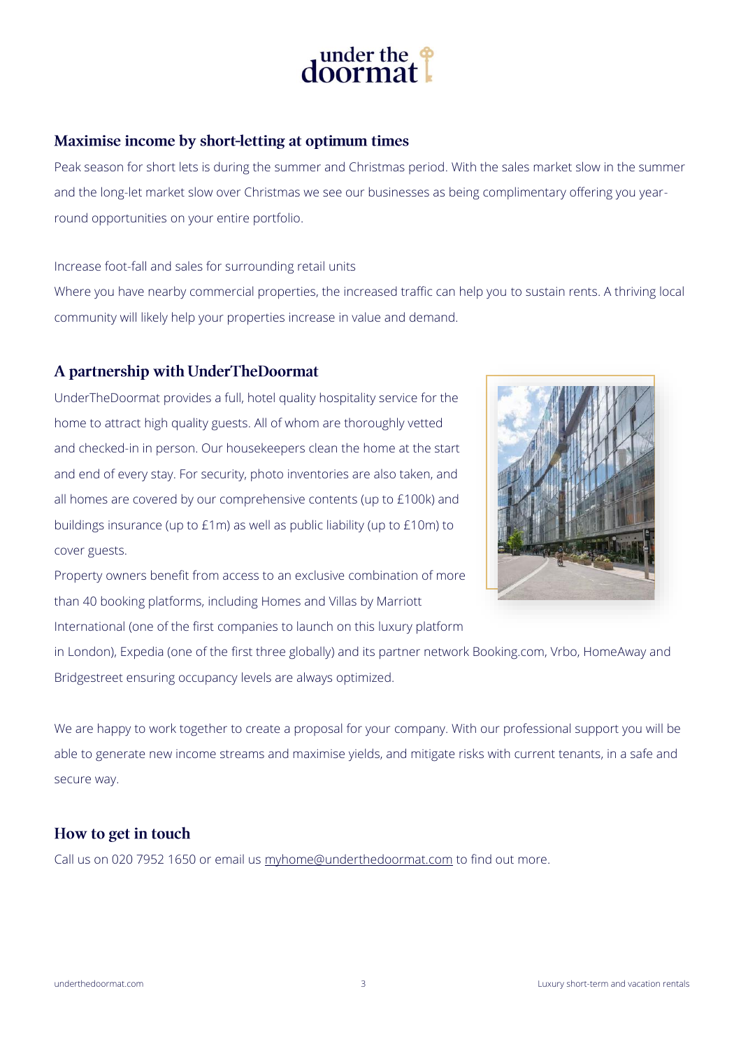## Maximise income by short-letting at optimum times

Peak season for short lets is during the summer and Christmas period. With the sales market slow in the summer and the long-let market slow over Christmas we see our businesses as being complimentary offering you year-round opportunities on your entire portfolio.

Increase foot-fall and sales for surrounding retail units

Where you have nearby commercial properties, the increased traffic can help you to sustain rents. A thriving local community will likely help your properties increase in value and demand.

## A partnership with UnderTheDoormat

UnderTheDoormat provides a full, hotel quality hospitality service for the home to attract high quality guests. All of whom are thoroughly vetted and checked-in in person. Our housekeepers clean the home at the start and end of every stay. For security, photo inventories are also taken, and all homes are covered by our comprehensive contents (up to £100k) and buildings insurance (up to £1m) as well as public liability (up to £10m) to cover guests.

Property owners benefit from access to an exclusive combination of more than 40 booking platforms, including Homes and Villas by Marriott International (one of the first companies to launch on this luxury platform in London), Expedia (one of the first three globally) and its partner network Booking.com, Vrbo, HomeAway and Bridgestreet ensuring occupancy levels are always optimized.

We are happy to work together to create a proposal for your company. With our professional support you will be able to generate new income streams and maximise yields, and mitigate risks with current tenants, in a safe and secure way.

## How to get in touch

Call us on 020 7952 1650 or email us myhome@underthedoormat.com to find out more.